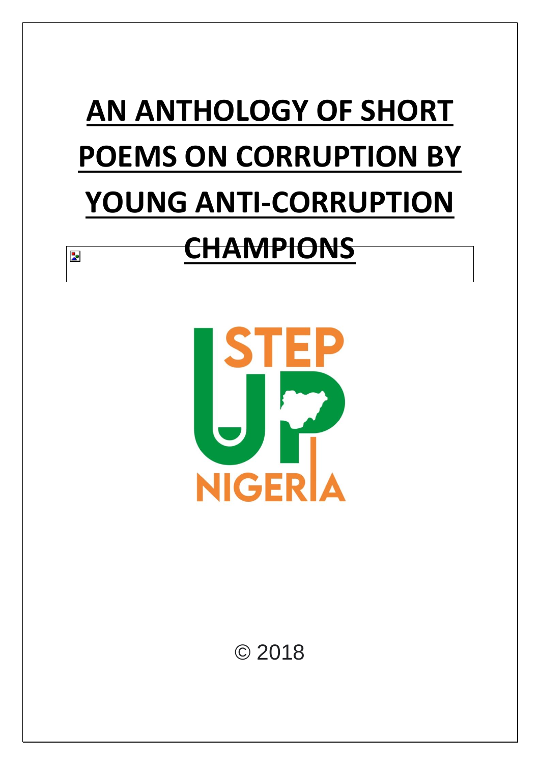# AN ANTHOLOGY OF SHORT POEMS ON CORRUPTION BY YOUNG ANTI-CORRUPTION CHAMPIONS

STEP UP NIGERIA

© 2018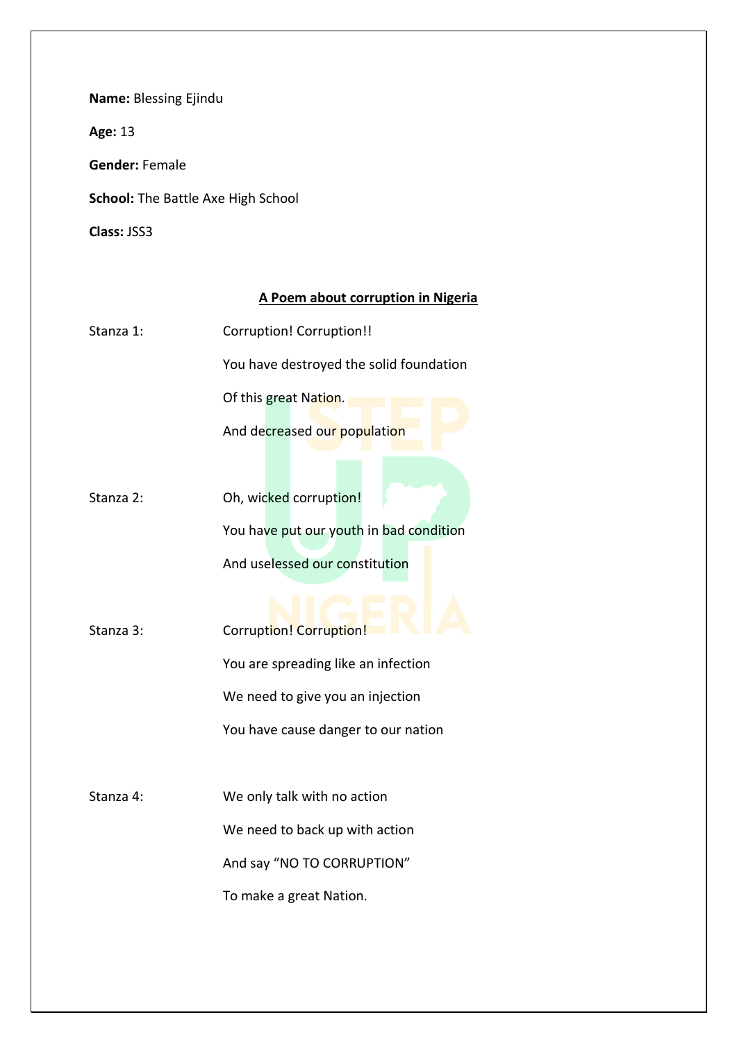**Name:** Blessing Ejindu

**Age:** 13

**Gender:** Female

**School:** The Battle Axe High School

**Class:** JSS3

## A Poem about corruption in Nigeria

Stanza 1:

Corruption! Corruption!!
You have destroyed the solid foundation
Of this great Nation.
And decreased our population

Stanza 2:

Oh, wicked corruption!
You have put our youth in bad condition
And uselessed our constitution

Stanza 3:

Corruption! Corruption!
You are spreading like an infection
We need to give you an injection
You have cause danger to our nation

Stanza 4:

We only talk with no action
We need to back up with action
And say "NO TO CORRUPTION"
To make a great Nation.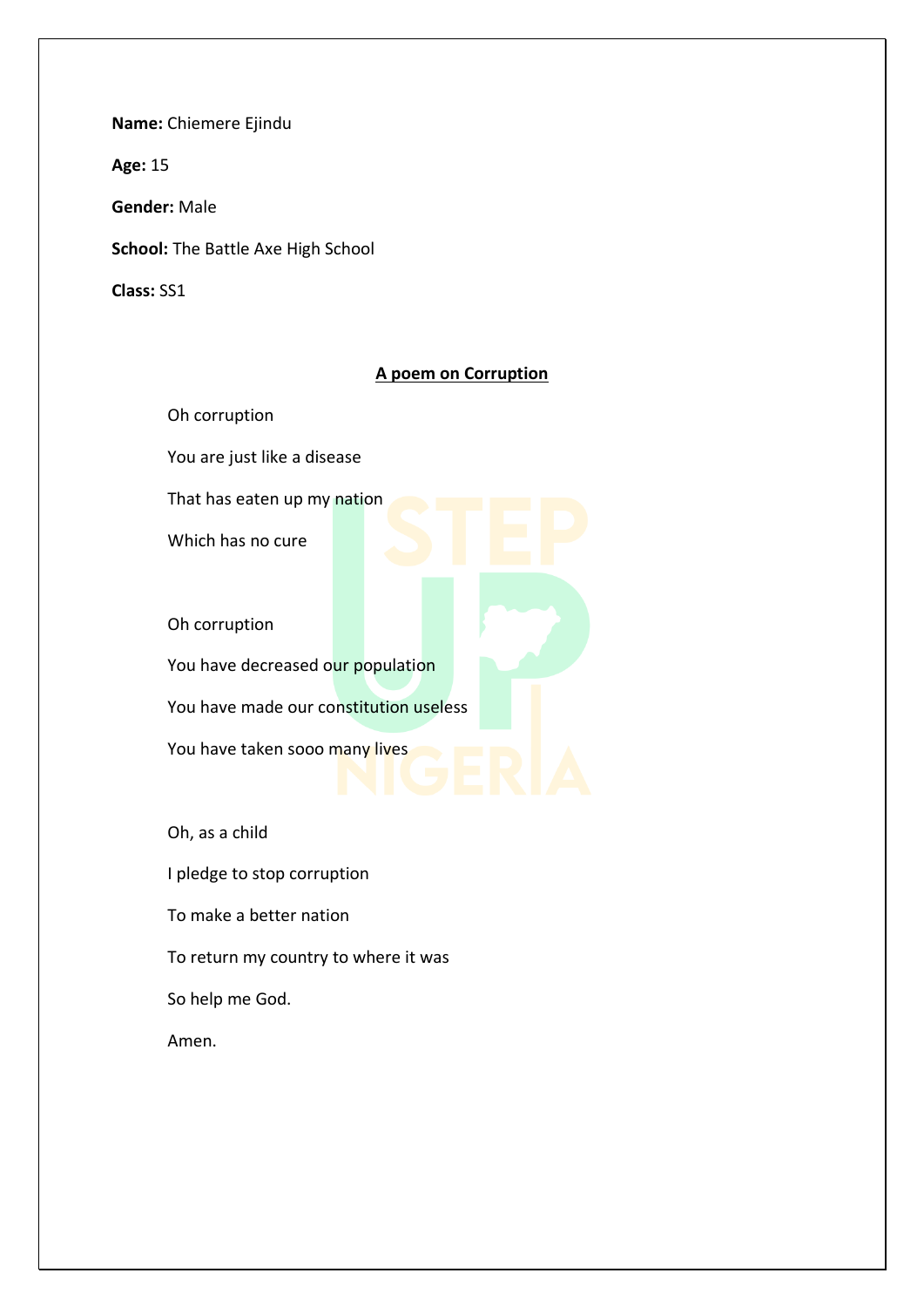**Name:** Chiemere Ejindu

**Age:** 15

**Gender:** Male

**School:** The Battle Axe High School

**Class:** SS1

## A poem on Corruption

Oh corruption

You are just like a disease

That has eaten up my nation

Which has no cure

Oh corruption

You have decreased our population

You have made our constitution useless

You have taken sooo many lives

Oh, as a child

I pledge to stop corruption

To make a better nation

To return my country to where it was

So help me God.

Amen.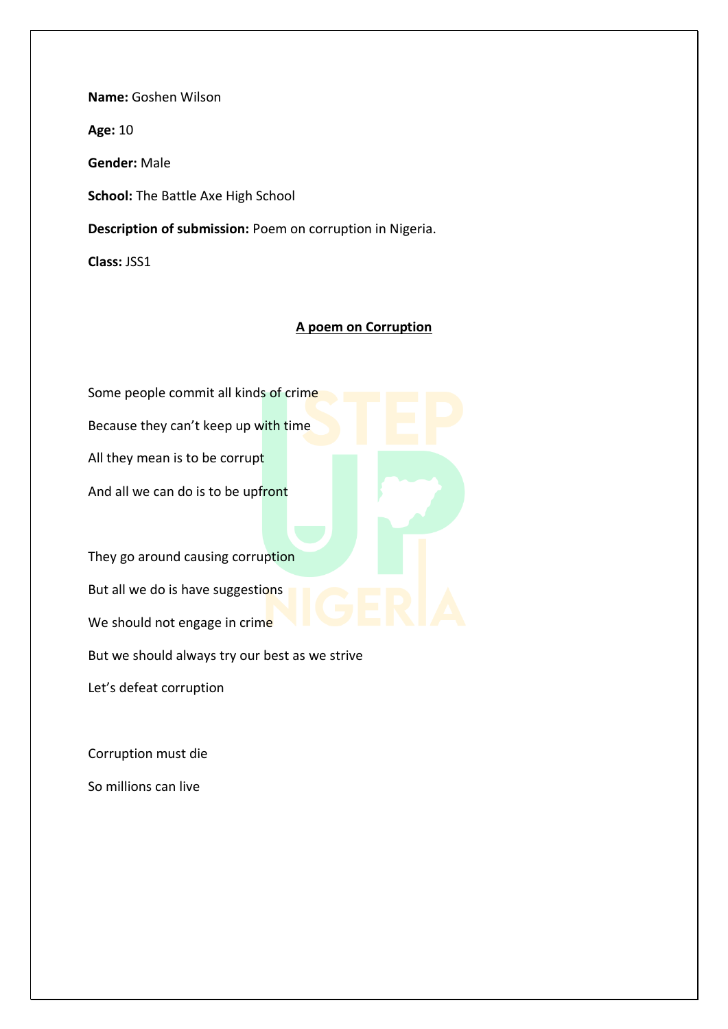**Name:** Goshen Wilson

**Age:** 10

**Gender:** Male

**School:** The Battle Axe High School

**Description of submission:** Poem on corruption in Nigeria.

**Class:** JSS1

## A poem on Corruption

Some people commit all kinds of crime

Because they can't keep up with time

All they mean is to be corrupt

And all we can do is to be upfront

They go around causing corruption

But all we do is have suggestions

We should not engage in crime

But we should always try our best as we strive

Let's defeat corruption

Corruption must die

So millions can live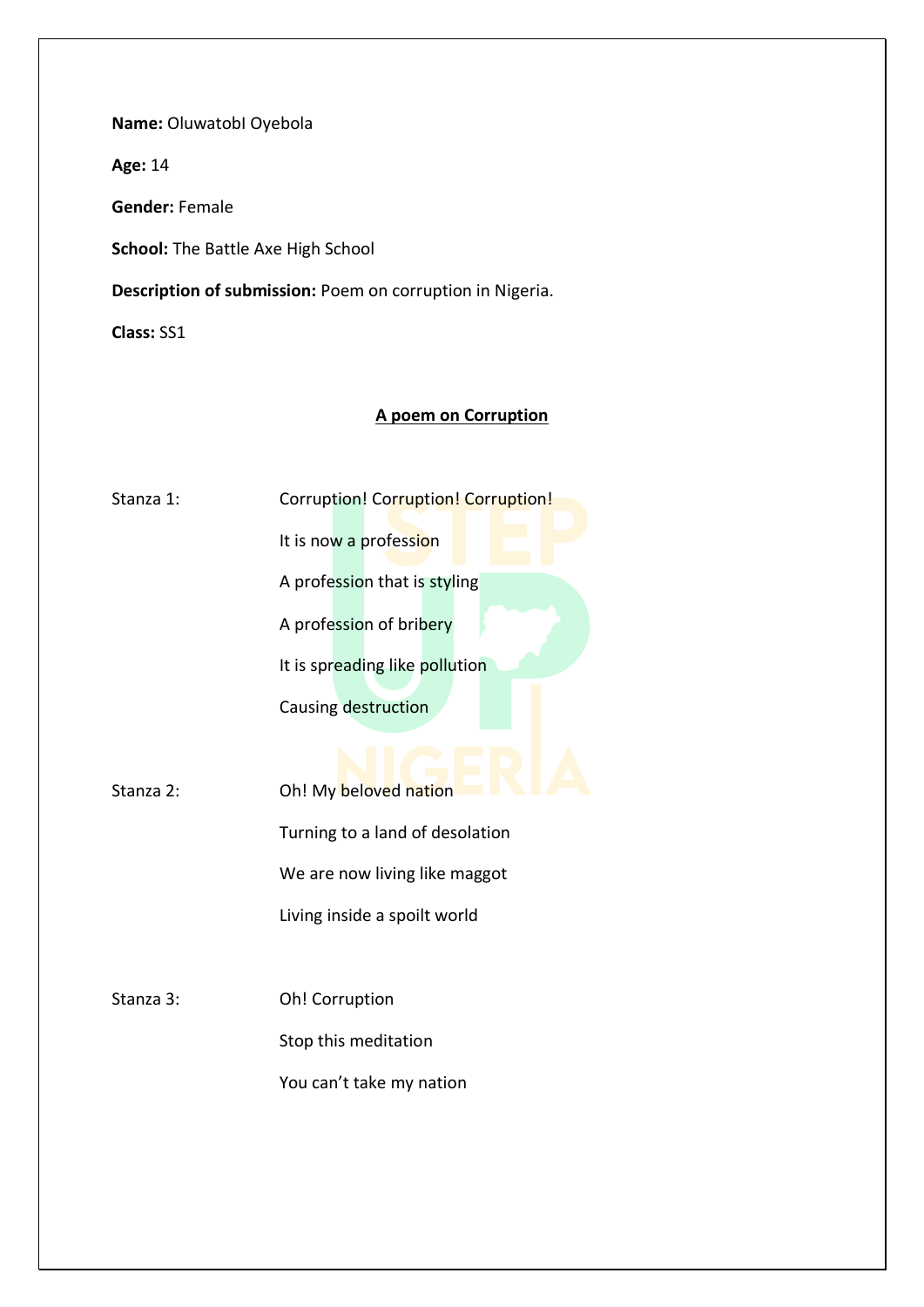**Name:** OluwatobI Oyebola

**Age:** 14

**Gender:** Female

**School:** The Battle Axe High School

**Description of submission:** Poem on corruption in Nigeria.

**Class:** SS1

## A poem on Corruption

Stanza 1:

Corruption! Corruption! Corruption!
It is now a profession
A profession that is styling
A profession of bribery
It is spreading like pollution
Causing destruction

Stanza 2:

Oh! My beloved nation
Turning to a land of desolation
We are now living like maggot
Living inside a spoilt world

Stanza 3:

Oh! Corruption
Stop this meditation
You can't take my nation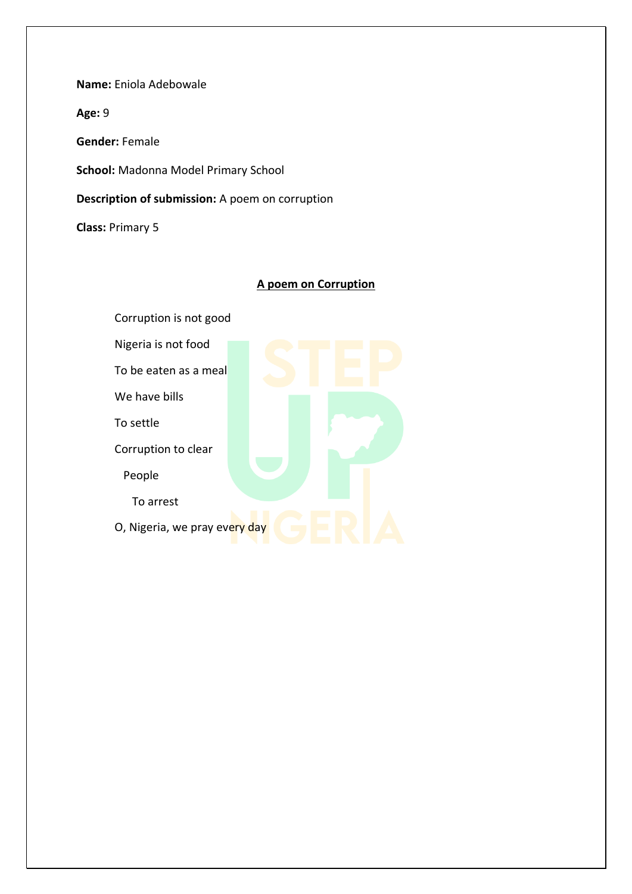**Name:** Eniola Adebowale

**Age:** 9

**Gender:** Female

**School:** Madonna Model Primary School

**Description of submission:** A poem on corruption

**Class:** Primary 5

## A poem on Corruption

Corruption is not good

Nigeria is not food

To be eaten as a meal

We have bills

To settle

Corruption to clear

People

To arrest

O, Nigeria, we pray every day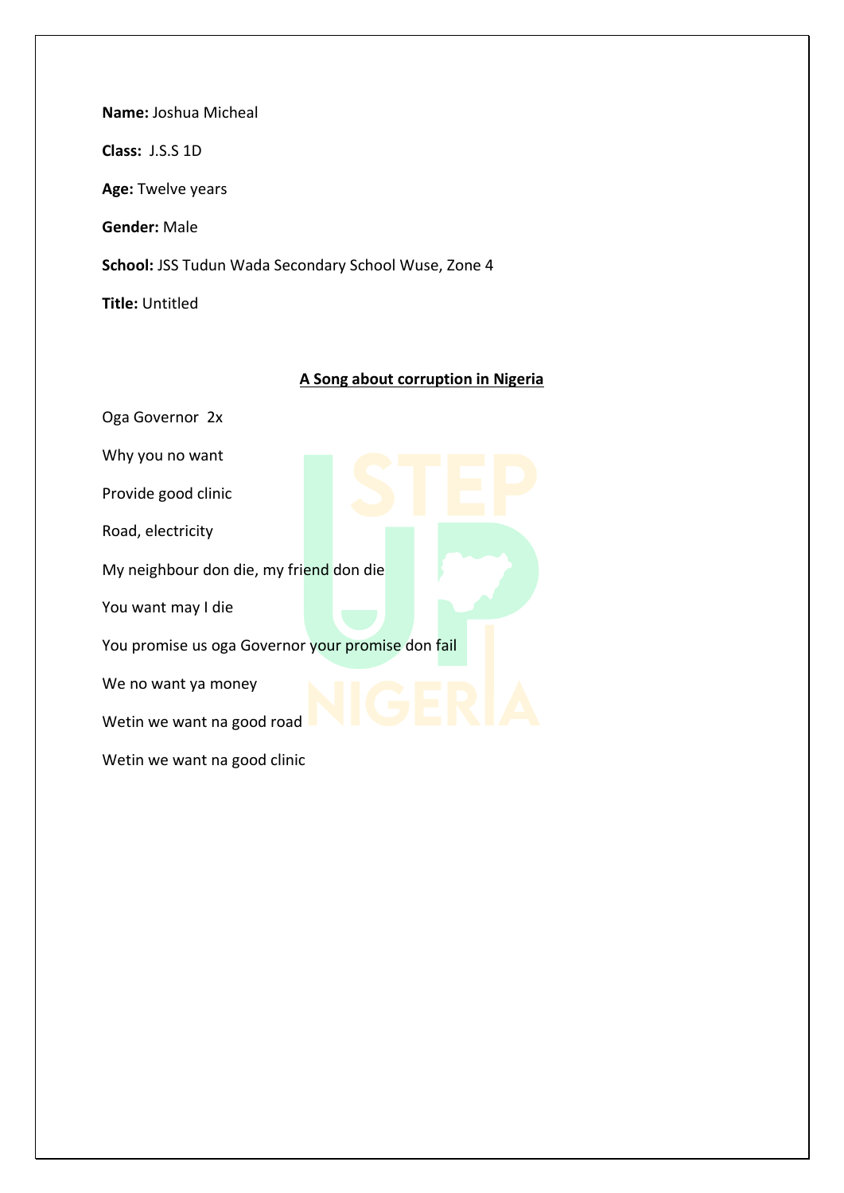**Name:** Joshua Micheal

**Class:** J.S.S 1D

**Age:** Twelve years

**Gender:** Male

**School:** JSS Tudun Wada Secondary School Wuse, Zone 4

**Title:** Untitled

<u>**A Song about corruption in Nigeria**</u>

Oga Governor 2x

Why you no want

Provide good clinic

Road, electricity

My neighbour don die, my friend don die

You want may I die

You promise us oga Governor your promise don fail

We no want ya money

Wetin we want na good road

Wetin we want na good clinic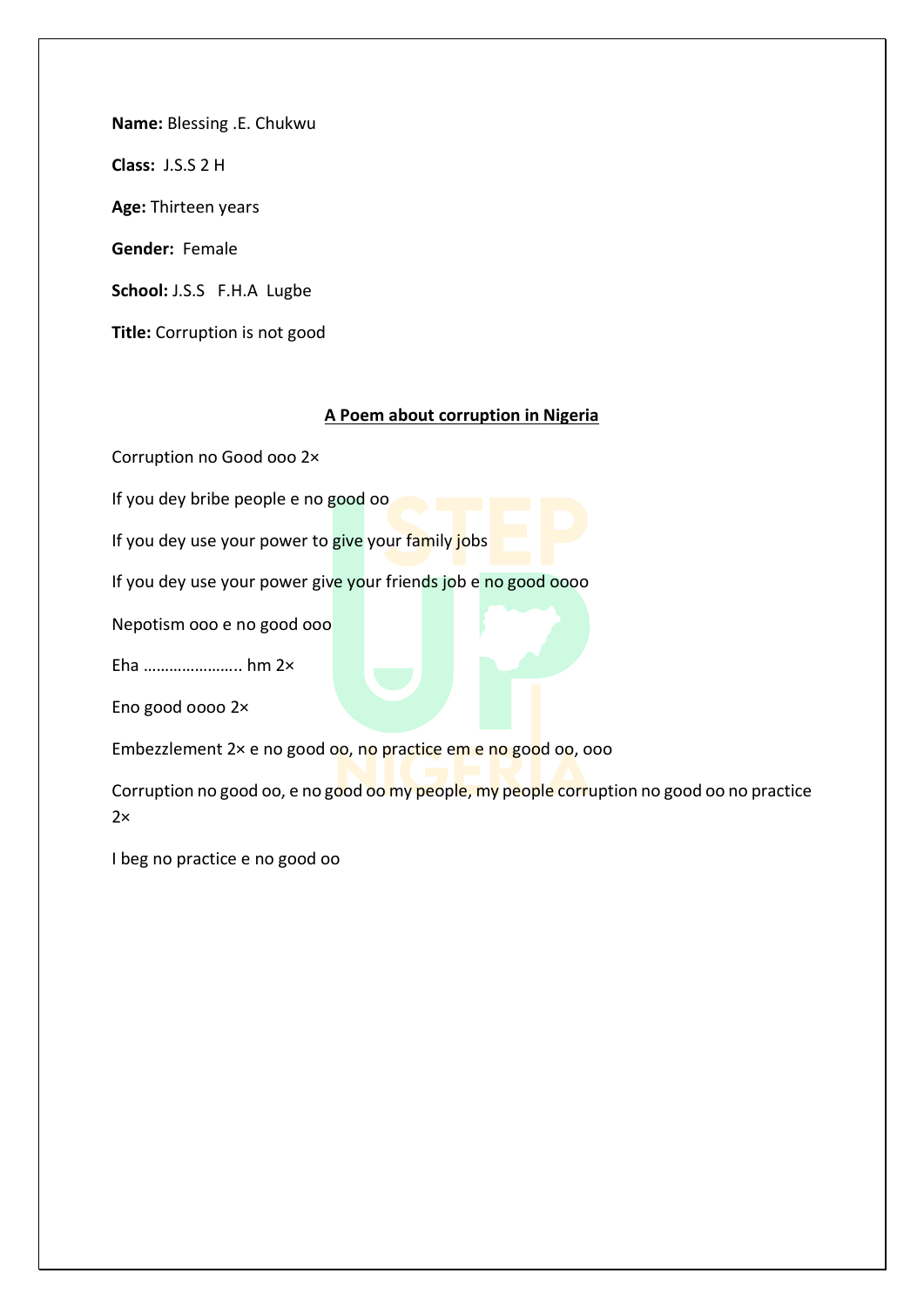**Name:** Blessing .E. Chukwu

**Class:** J.S.S 2 H

**Age:** Thirteen years

**Gender:** Female

**School:** J.S.S F.H.A Lugbe

**Title:** Corruption is not good

**<u>A Poem about corruption in Nigeria</u>**

Corruption no Good ooo 2×

If you dey bribe people e no good oo

If you dey use your power to give your family jobs

If you dey use your power give your friends job e no good oooo

Nepotism ooo e no good ooo

Eha ………………….. hm 2×

Eno good oooo 2×

Embezzlement 2× e no good oo, no practice em e no good oo, ooo

Corruption no good oo, e no good oo my people, my people corruption no good oo no practice 2×

I beg no practice e no good oo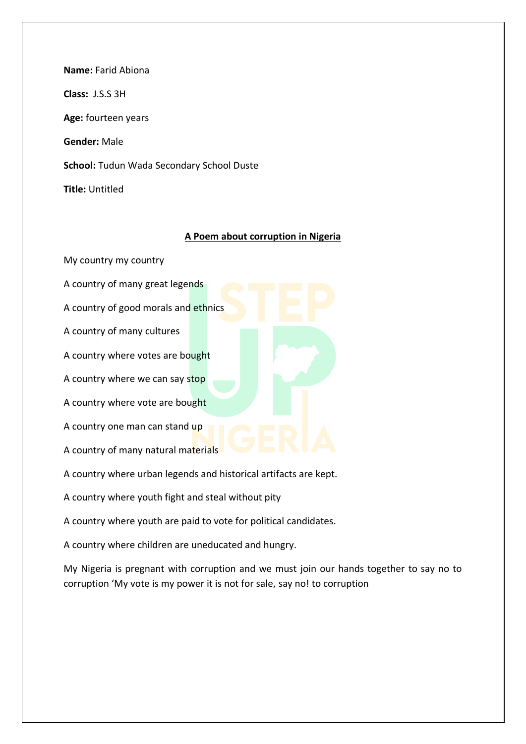**Name:** Farid Abiona

**Class:** J.S.S 3H

**Age:** fourteen years

**Gender:** Male

**School:** Tudun Wada Secondary School Duste

**Title:** Untitled

**<u>A Poem about corruption in Nigeria</u>**

My country my country

A country of many great legends

A country of good morals and ethnics

A country of many cultures

A country where votes are bought

A country where we can say stop

A country where vote are bought

A country one man can stand up

A country of many natural materials

A country where urban legends and historical artifacts are kept.

A country where youth fight and steal without pity

A country where youth are paid to vote for political candidates.

A country where children are uneducated and hungry.

My Nigeria is pregnant with corruption and we must join our hands together to say no to corruption 'My vote is my power it is not for sale, say no! to corruption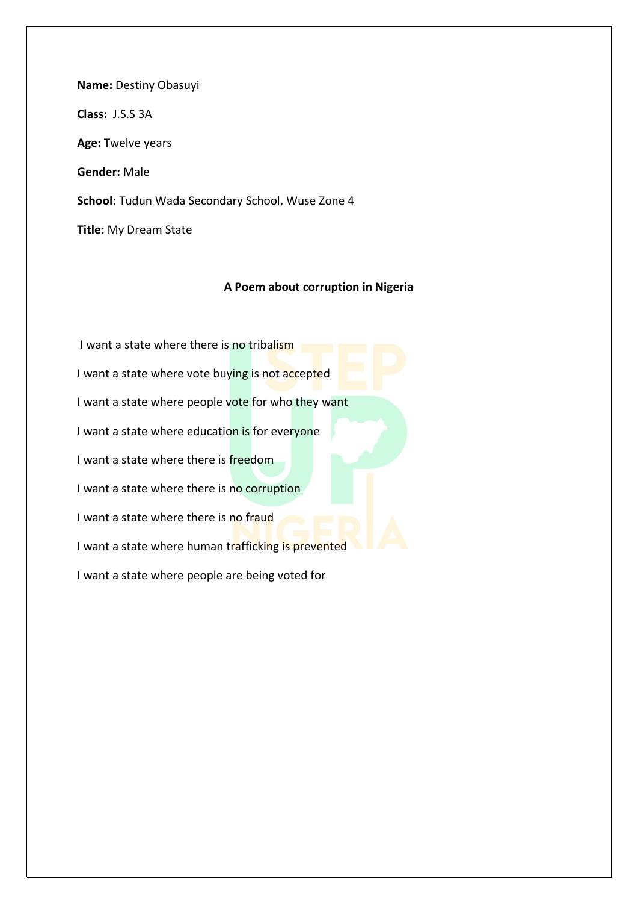**Name:** Destiny Obasuyi

**Class:** J.S.S 3A

**Age:** Twelve years

**Gender:** Male

**School:** Tudun Wada Secondary School, Wuse Zone 4

**Title:** My Dream State

## A Poem about corruption in Nigeria

I want a state where there is no tribalism

I want a state where vote buying is not accepted

I want a state where people vote for who they want

I want a state where education is for everyone

I want a state where there is freedom

I want a state where there is no corruption

I want a state where there is no fraud

I want a state where human trafficking is prevented

I want a state where people are being voted for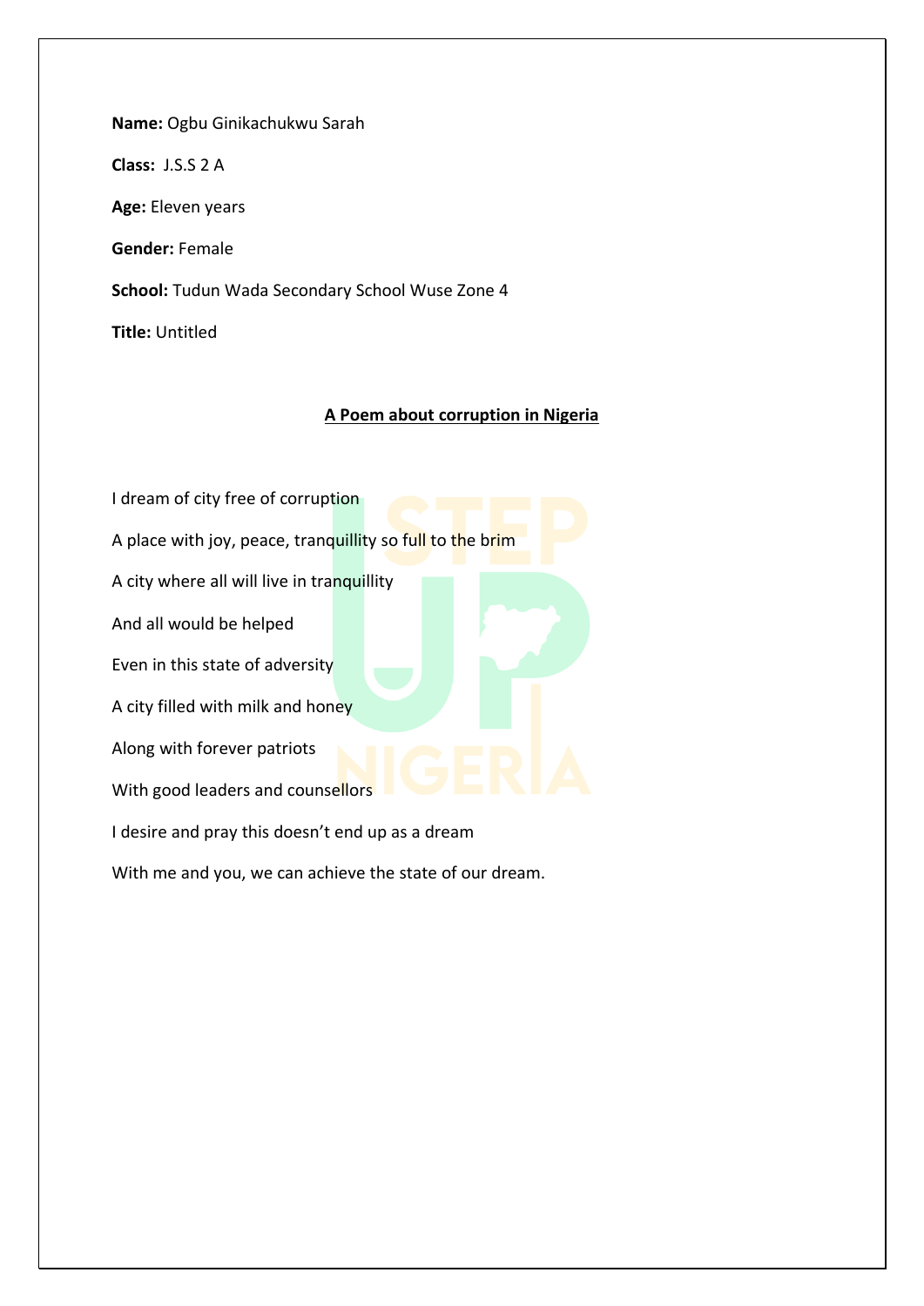**Name:** Ogbu Ginikachukwu Sarah

**Class:** J.S.S 2 A

**Age:** Eleven years

**Gender:** Female

**School:** Tudun Wada Secondary School Wuse Zone 4

**Title:** Untitled

## A Poem about corruption in Nigeria

I dream of city free of corruption

A place with joy, peace, tranquillity so full to the brim

A city where all will live in tranquillity

And all would be helped

Even in this state of adversity

A city filled with milk and honey

Along with forever patriots

With good leaders and counsellors

I desire and pray this doesn't end up as a dream

With me and you, we can achieve the state of our dream.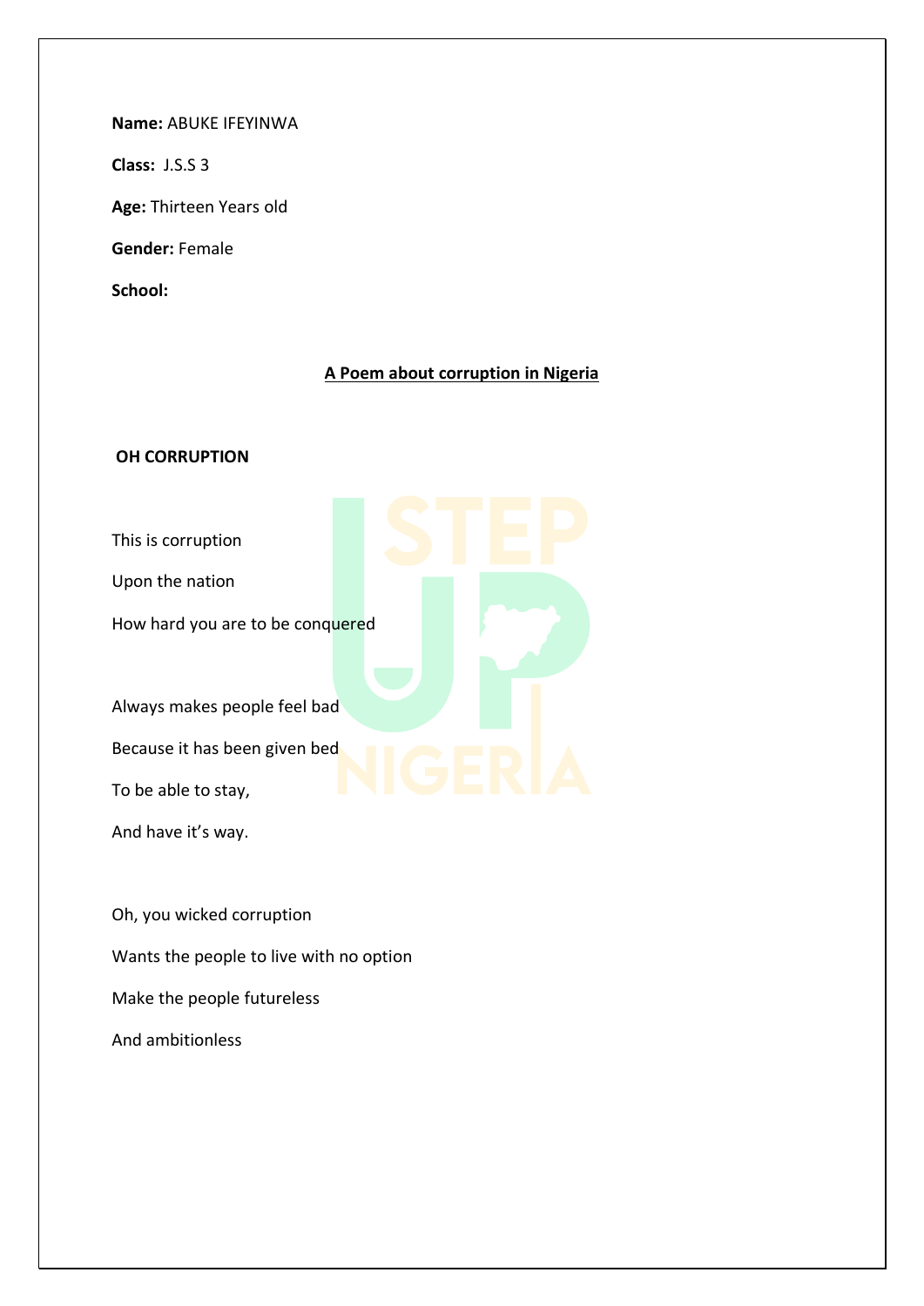**Name:** ABUKE IFEYINWA

**Class:** J.S.S 3

**Age:** Thirteen Years old

**Gender:** Female

**School:**

**A Poem about corruption in Nigeria**

**OH CORRUPTION**

This is corruption

Upon the nation

How hard you are to be conquered

Always makes people feel bad

Because it has been given bed

To be able to stay,

And have it's way.

Oh, you wicked corruption

Wants the people to live with no option

Make the people futureless

And ambitionless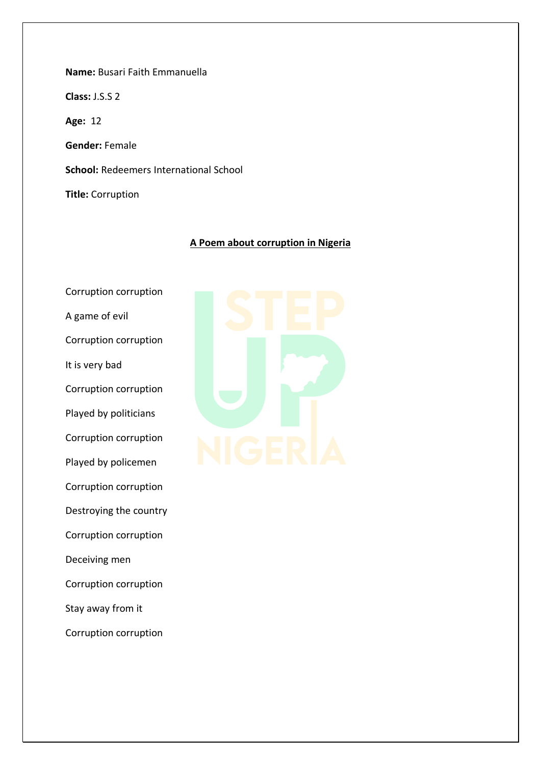**Name:** Busari Faith Emmanuella

**Class:** J.S.S 2

**Age:** 12

**Gender:** Female

**School:** Redeemers International School

**Title:** Corruption

## A Poem about corruption in Nigeria

Corruption corruption

A game of evil

Corruption corruption

It is very bad

Corruption corruption

Played by politicians

Corruption corruption

Played by policemen

Corruption corruption

Destroying the country

Corruption corruption

Deceiving men

Corruption corruption

Stay away from it

Corruption corruption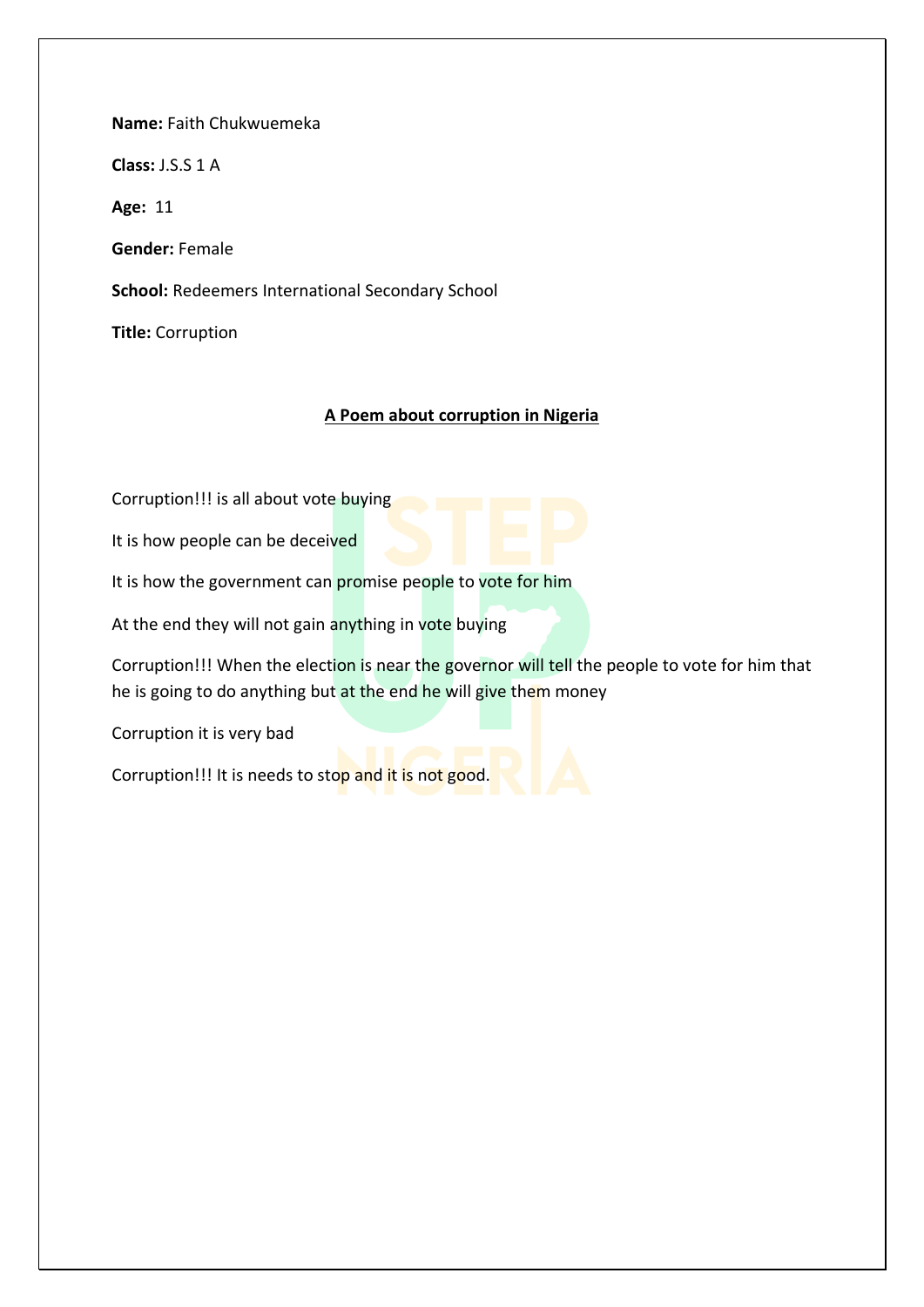**Name:** Faith Chukwuemeka

**Class:** J.S.S 1 A

**Age:** 11

**Gender:** Female

**School:** Redeemers International Secondary School

**Title:** Corruption

## A Poem about corruption in Nigeria

Corruption!!! is all about vote buying

It is how people can be deceived

It is how the government can promise people to vote for him

At the end they will not gain anything in vote buying

Corruption!!! When the election is near the governor will tell the people to vote for him that he is going to do anything but at the end he will give them money

Corruption it is very bad

Corruption!!! It is needs to stop and it is not good.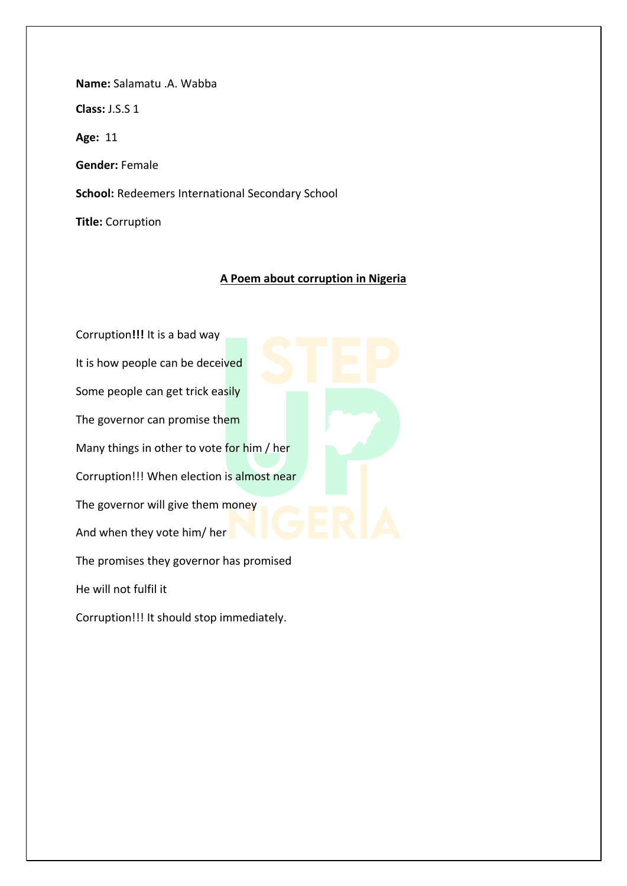**Name:** Salamatu .A. Wabba

**Class:** J.S.S 1

**Age:** 11

**Gender:** Female

**School:** Redeemers International Secondary School

**Title:** Corruption

## A Poem about corruption in Nigeria

Corruption**!!!** It is a bad way

It is how people can be deceived

Some people can get trick easily

The governor can promise them

Many things in other to vote for him / her

Corruption!!! When election is almost near

The governor will give them money

And when they vote him/ her

The promises they governor has promised

He will not fulfil it

Corruption!!! It should stop immediately.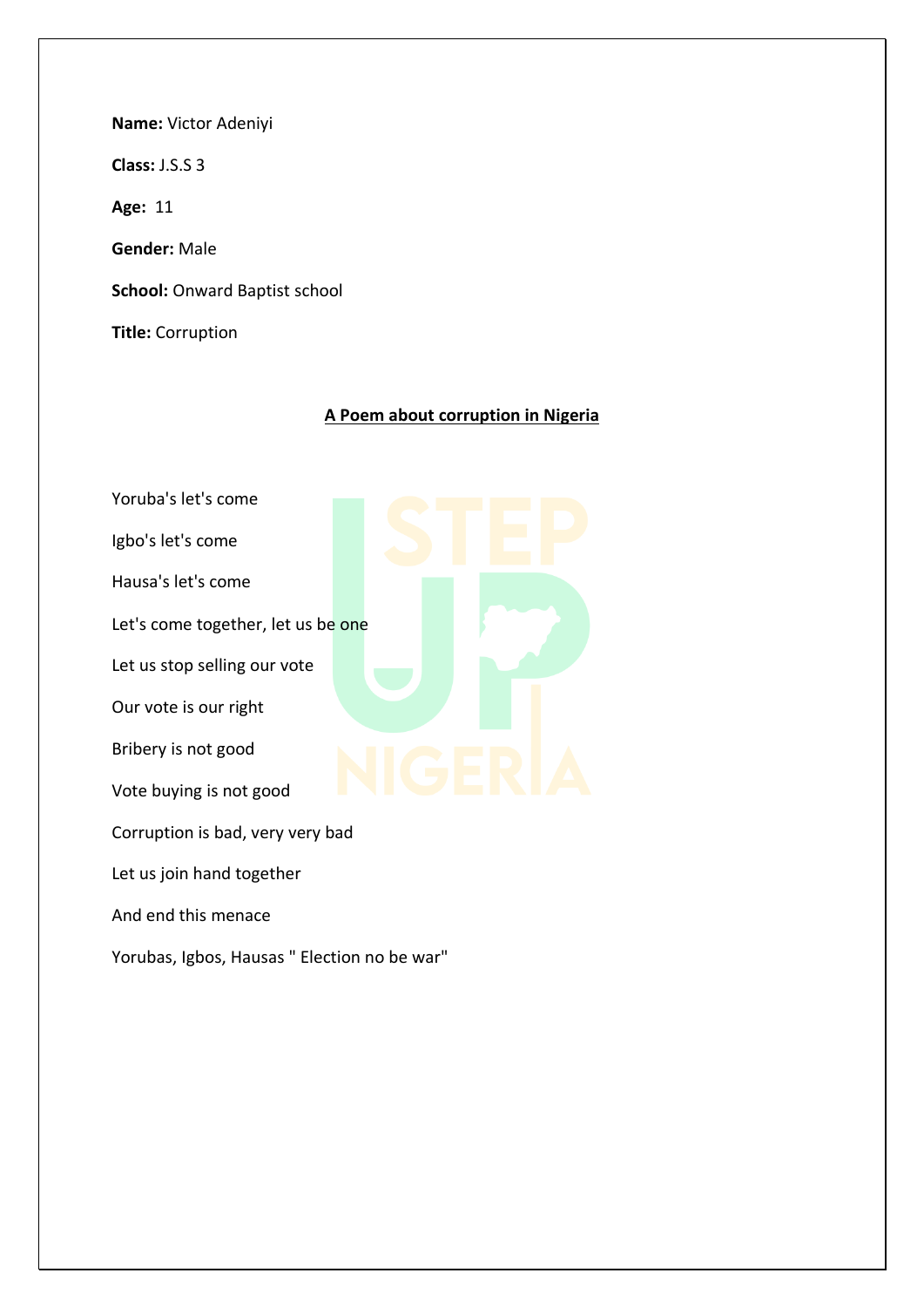**Name:** Victor Adeniyi

**Class:** J.S.S 3

**Age:** 11

**Gender:** Male

**School:** Onward Baptist school

**Title:** Corruption

## A Poem about corruption in Nigeria

Yoruba's let's come

Igbo's let's come

Hausa's let's come

Let's come together, let us be one

Let us stop selling our vote

Our vote is our right

Bribery is not good

Vote buying is not good

Corruption is bad, very very bad

Let us join hand together

And end this menace

Yorubas, Igbos, Hausas " Election no be war"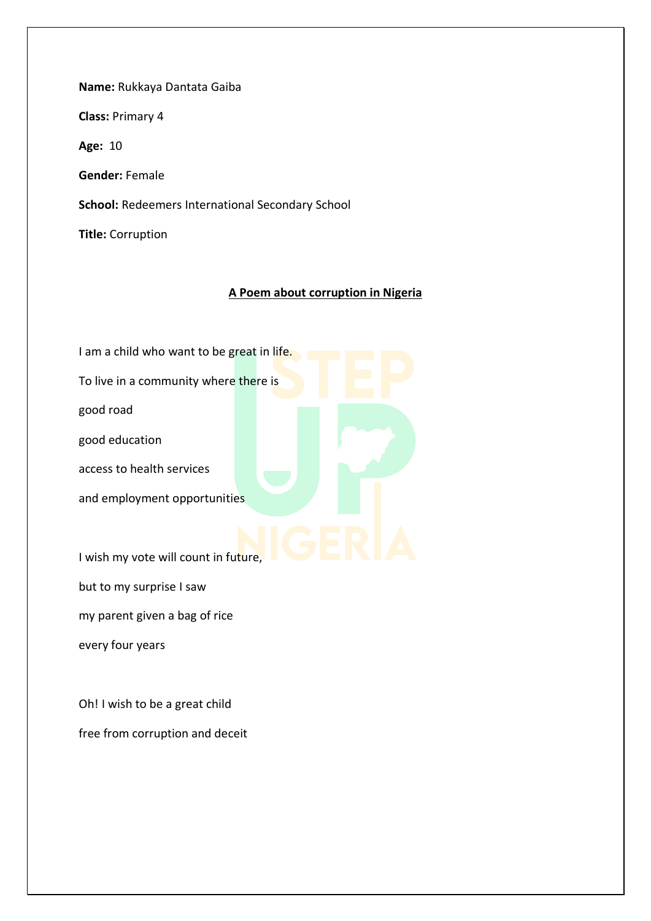**Name:** Rukkaya Dantata Gaiba

**Class:** Primary 4

**Age:** 10

**Gender:** Female

**School:** Redeemers International Secondary School

**Title:** Corruption

**A Poem about corruption in Nigeria**

I am a child who want to be great in life.

To live in a community where there is

good road

good education

access to health services

and employment opportunities

I wish my vote will count in future,

but to my surprise I saw

my parent given a bag of rice

every four years

Oh! I wish to be a great child

free from corruption and deceit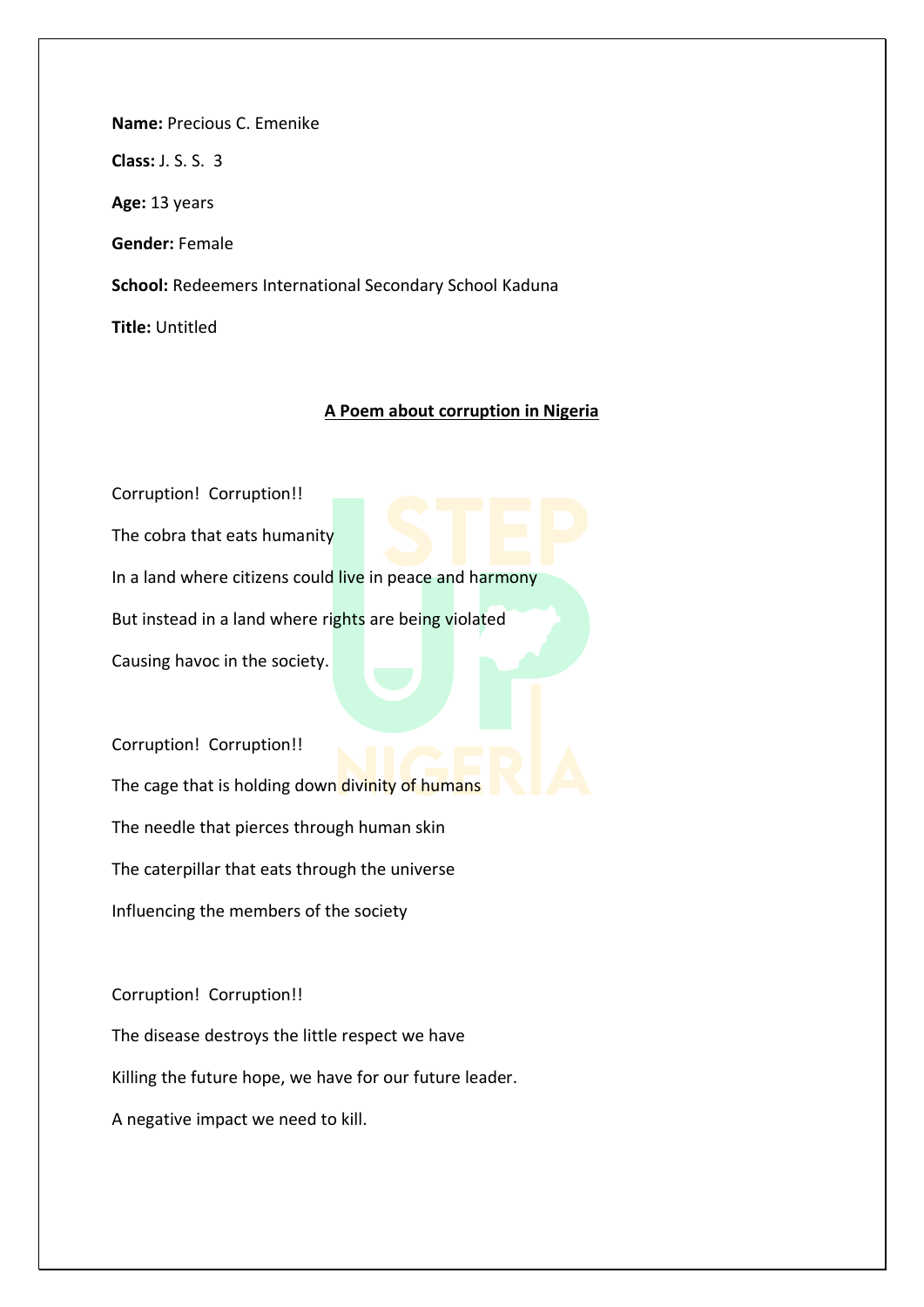**Name:** Precious C. Emenike

**Class:** J. S. S.  3

**Age:** 13 years

**Gender:** Female

**School:** Redeemers International Secondary School Kaduna

**Title:** Untitled

**A Poem about corruption in Nigeria**

Corruption!  Corruption!!

The cobra that eats humanity

In a land where citizens could live in peace and harmony

But instead in a land where rights are being violated

Causing havoc in the society.

Corruption!  Corruption!!

The cage that is holding down divinity of humans

The needle that pierces through human skin

The caterpillar that eats through the universe

Influencing the members of the society

Corruption!  Corruption!!

The disease destroys the little respect we have

Killing the future hope, we have for our future leader.

A negative impact we need to kill.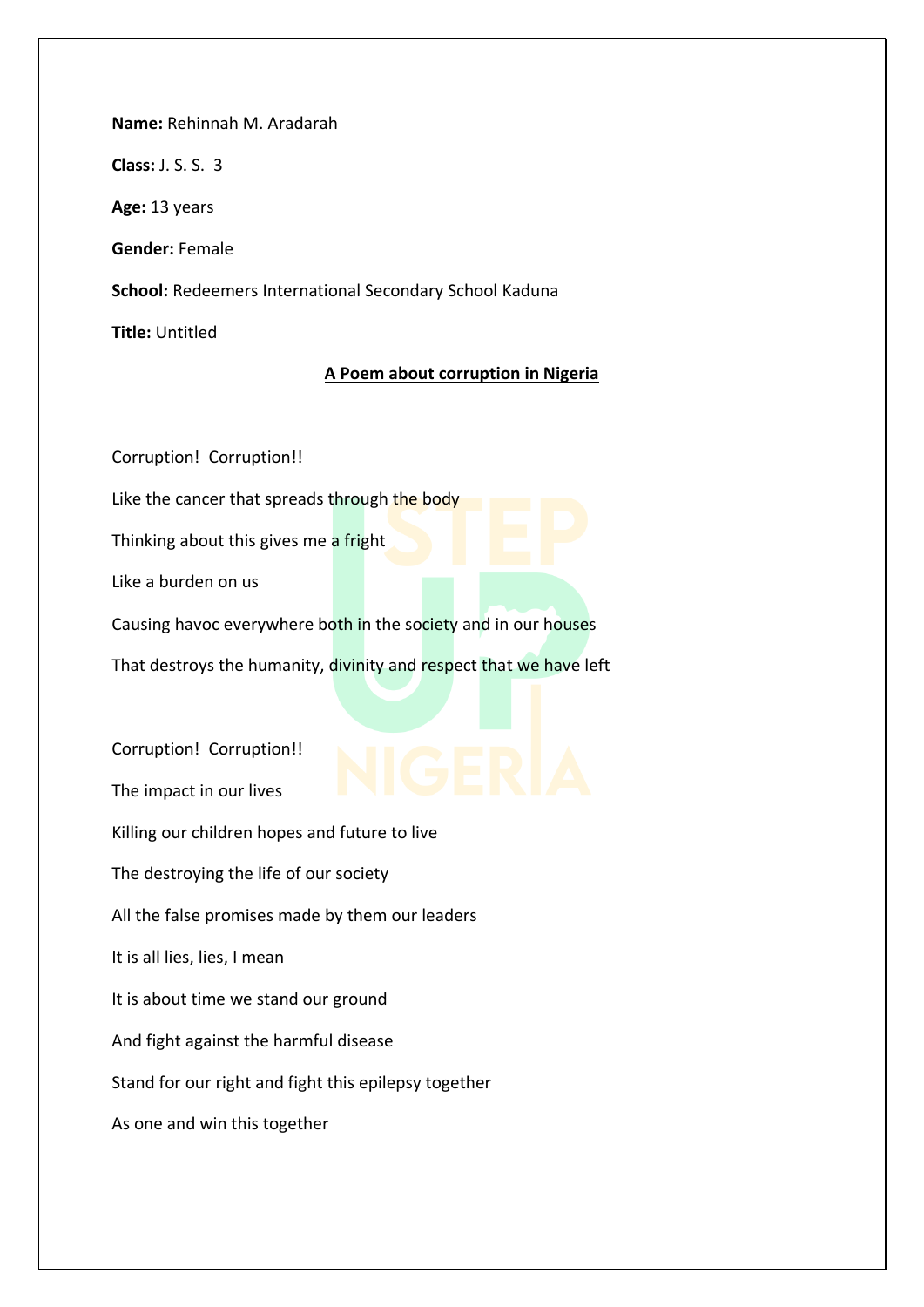**Name:** Rehinnah M. Aradarah

**Class:** J. S. S. 3

**Age:** 13 years

**Gender:** Female

**School:** Redeemers International Secondary School Kaduna

**Title:** Untitled

**A Poem about corruption in Nigeria**

Corruption! Corruption!!

Like the cancer that spreads through the body

Thinking about this gives me a fright

Like a burden on us

Causing havoc everywhere both in the society and in our houses

That destroys the humanity, divinity and respect that we have left

Corruption! Corruption!!

The impact in our lives

Killing our children hopes and future to live

The destroying the life of our society

All the false promises made by them our leaders

It is all lies, lies, I mean

It is about time we stand our ground

And fight against the harmful disease

Stand for our right and fight this epilepsy together

As one and win this together